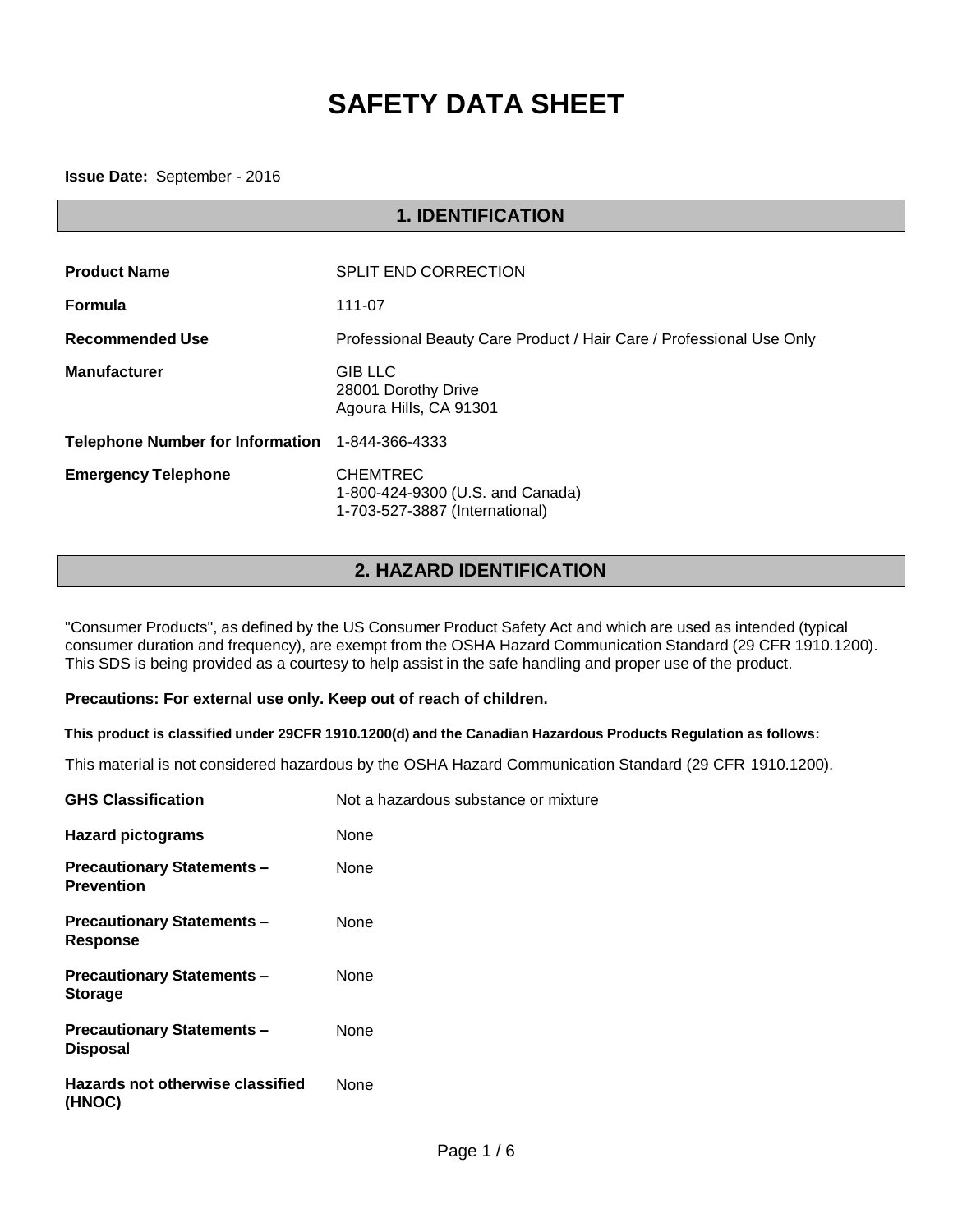# SAFETY DATA SHEET

**Issue Date:** September - 2016

## 1. IDENTIFICATION

| | |
|---|---|
| **Product Name** | SPLIT END CORRECTION |
| **Formula** | 111-07 |
| **Recommended Use** | Professional Beauty Care Product / Hair Care / Professional Use Only |
| **Manufacturer** | GIB LLC<br>28001 Dorothy Drive<br>Agoura Hills, CA 91301 |
| **Telephone Number for Information** | 1-844-366-4333 |
| **Emergency Telephone** | CHEMTREC<br>1-800-424-9300 (U.S. and Canada)<br>1-703-527-3887 (International) |

## 2. HAZARD IDENTIFICATION

"Consumer Products", as defined by the US Consumer Product Safety Act and which are used as intended (typical consumer duration and frequency), are exempt from the OSHA Hazard Communication Standard (29 CFR 1910.1200). This SDS is being provided as a courtesy to help assist in the safe handling and proper use of the product.

**Precautions: For external use only. Keep out of reach of children.**

**This product is classified under 29CFR 1910.1200(d) and the Canadian Hazardous Products Regulation as follows:**

This material is not considered hazardous by the OSHA Hazard Communication Standard (29 CFR 1910.1200).

| | |
|---|---|
| **GHS Classification** | Not a hazardous substance or mixture |
| **Hazard pictograms** | None |
| **Precautionary Statements – Prevention** | None |
| **Precautionary Statements – Response** | None |
| **Precautionary Statements – Storage** | None |
| **Precautionary Statements – Disposal** | None |
| **Hazards not otherwise classified (HNOC)** | None |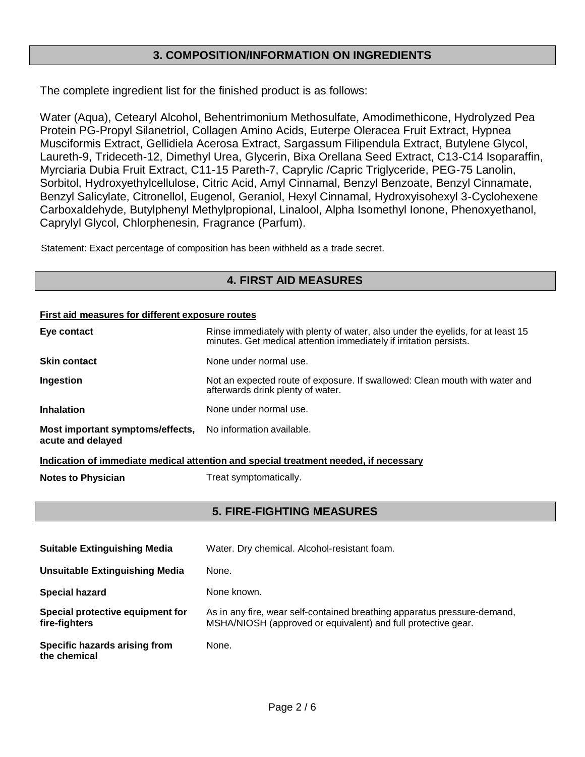## 3. COMPOSITION/INFORMATION ON INGREDIENTS

The complete ingredient list for the finished product is as follows:

Water (Aqua), Cetearyl Alcohol, Behentrimonium Methosulfate, Amodimethicone, Hydrolyzed Pea Protein PG-Propyl Silanetriol, Collagen Amino Acids, Euterpe Oleracea Fruit Extract, Hypnea Musciformis Extract, Gellidiela Acerosa Extract, Sargassum Filipendula Extract, Butylene Glycol, Laureth-9, Trideceth-12, Dimethyl Urea, Glycerin, Bixa Orellana Seed Extract, C13-C14 Isoparaffin, Myrciaria Dubia Fruit Extract, C11-15 Pareth-7, Caprylic /Capric Triglyceride, PEG-75 Lanolin, Sorbitol, Hydroxyethylcellulose, Citric Acid, Amyl Cinnamal, Benzyl Benzoate, Benzyl Cinnamate, Benzyl Salicylate, Citronellol, Eugenol, Geraniol, Hexyl Cinnamal, Hydroxyisohexyl 3-Cyclohexene Carboxaldehyde, Butylphenyl Methylpropional, Linalool, Alpha Isomethyl Ionone, Phenoxyethanol, Caprylyl Glycol, Chlorphenesin, Fragrance (Parfum).

Statement: Exact percentage of composition has been withheld as a trade secret.

## 4. FIRST AID MEASURES

**First aid measures for different exposure routes**

**Eye contact**: Rinse immediately with plenty of water, also under the eyelids, for at least 15 minutes. Get medical attention immediately if irritation persists.

**Skin contact**: None under normal use.

**Ingestion**: Not an expected route of exposure. If swallowed: Clean mouth with water and afterwards drink plenty of water.

**Inhalation**: None under normal use.

**Most important symptoms/effects, acute and delayed**: No information available.

**Indication of immediate medical attention and special treatment needed, if necessary**

**Notes to Physician**: Treat symptomatically.

## 5. FIRE-FIGHTING MEASURES

**Suitable Extinguishing Media**: Water. Dry chemical. Alcohol-resistant foam.

**Unsuitable Extinguishing Media**: None.

**Special hazard**: None known.

**Special protective equipment for fire-fighters**: As in any fire, wear self-contained breathing apparatus pressure-demand, MSHA/NIOSH (approved or equivalent) and full protective gear.

**Specific hazards arising from the chemical**: None.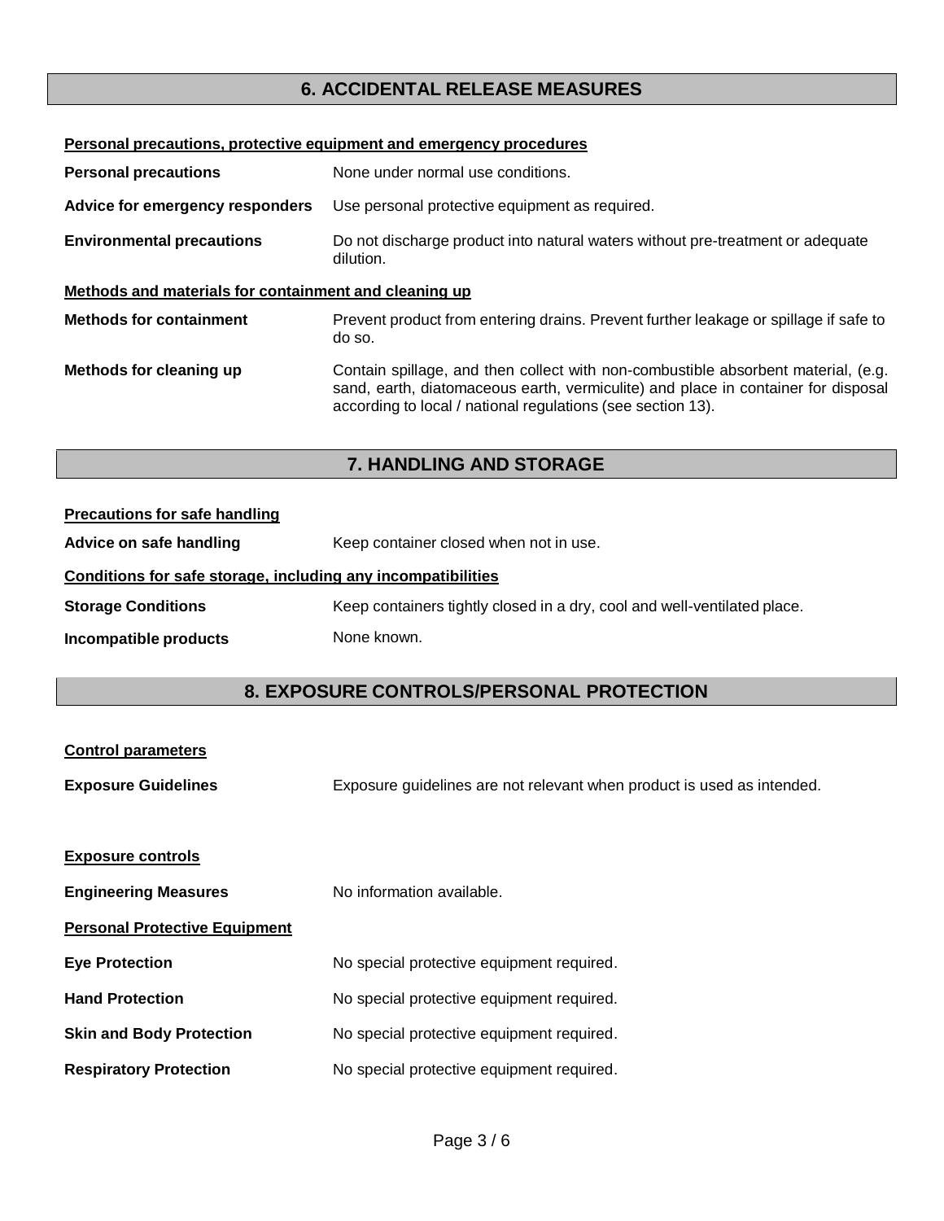## 6. ACCIDENTAL RELEASE MEASURES

**Personal precautions, protective equipment and emergency procedures**

**Personal precautions** None under normal use conditions.

**Advice for emergency responders** Use personal protective equipment as required.

**Environmental precautions** Do not discharge product into natural waters without pre-treatment or adequate dilution.

**Methods and materials for containment and cleaning up**

**Methods for containment** Prevent product from entering drains. Prevent further leakage or spillage if safe to do so.

**Methods for cleaning up** Contain spillage, and then collect with non-combustible absorbent material, (e.g. sand, earth, diatomaceous earth, vermiculite) and place in container for disposal according to local / national regulations (see section 13).

## 7. HANDLING AND STORAGE

**Precautions for safe handling**

**Advice on safe handling** Keep container closed when not in use.

**Conditions for safe storage, including any incompatibilities**

**Storage Conditions** Keep containers tightly closed in a dry, cool and well-ventilated place.

**Incompatible products** None known.

## 8. EXPOSURE CONTROLS/PERSONAL PROTECTION

**Control parameters**

**Exposure Guidelines** Exposure guidelines are not relevant when product is used as intended.

**Exposure controls**

**Engineering Measures** No information available.

**Personal Protective Equipment**

**Eye Protection** No special protective equipment required.

**Hand Protection** No special protective equipment required.

**Skin and Body Protection** No special protective equipment required.

**Respiratory Protection** No special protective equipment required.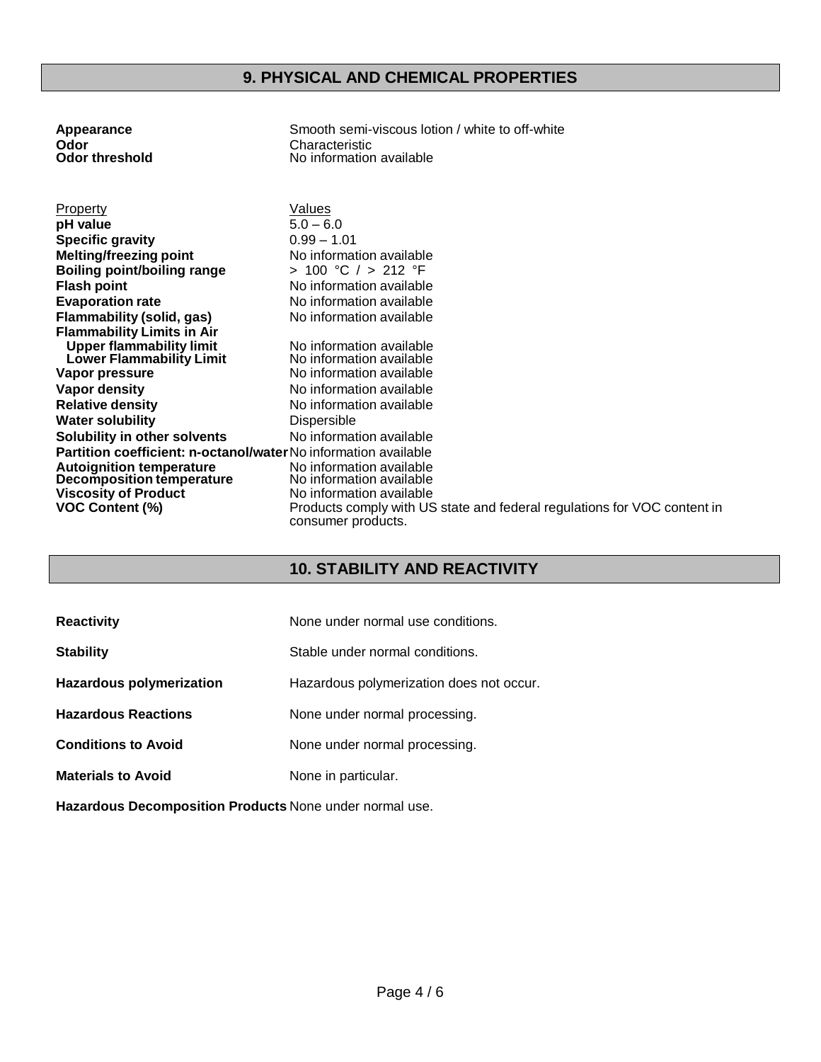## 9. PHYSICAL AND CHEMICAL PROPERTIES

| | |
|---|---|
| **Appearance** | Smooth semi-viscous lotion / white to off-white |
| **Odor** | Characteristic |
| **Odor threshold** | No information available |

| Property | Values |
|---|---|
| **pH value** | 5.0 – 6.0 |
| **Specific gravity** | 0.99 – 1.01 |
| **Melting/freezing point** | No information available |
| **Boiling point/boiling range** | > 100 °C / > 212 °F |
| **Flash point** | No information available |
| **Evaporation rate** | No information available |
| **Flammability (solid, gas)** | No information available |
| **Flammability Limits in Air** | |
| **Upper flammability limit** | No information available |
| **Lower Flammability Limit** | No information available |
| **Vapor pressure** | No information available |
| **Vapor density** | No information available |
| **Relative density** | No information available |
| **Water solubility** | Dispersible |
| **Solubility in other solvents** | No information available |
| **Partition coefficient: n-octanol/water** | No information available |
| **Autoignition temperature** | No information available |
| **Decomposition temperature** | No information available |
| **Viscosity of Product** | No information available |
| **VOC Content (%)** | Products comply with US state and federal regulations for VOC content in consumer products. |

## 10. STABILITY AND REACTIVITY

| | |
|---|---|
| **Reactivity** | None under normal use conditions. |
| **Stability** | Stable under normal conditions. |
| **Hazardous polymerization** | Hazardous polymerization does not occur. |
| **Hazardous Reactions** | None under normal processing. |
| **Conditions to Avoid** | None under normal processing. |
| **Materials to Avoid** | None in particular. |
| **Hazardous Decomposition Products** | None under normal use. |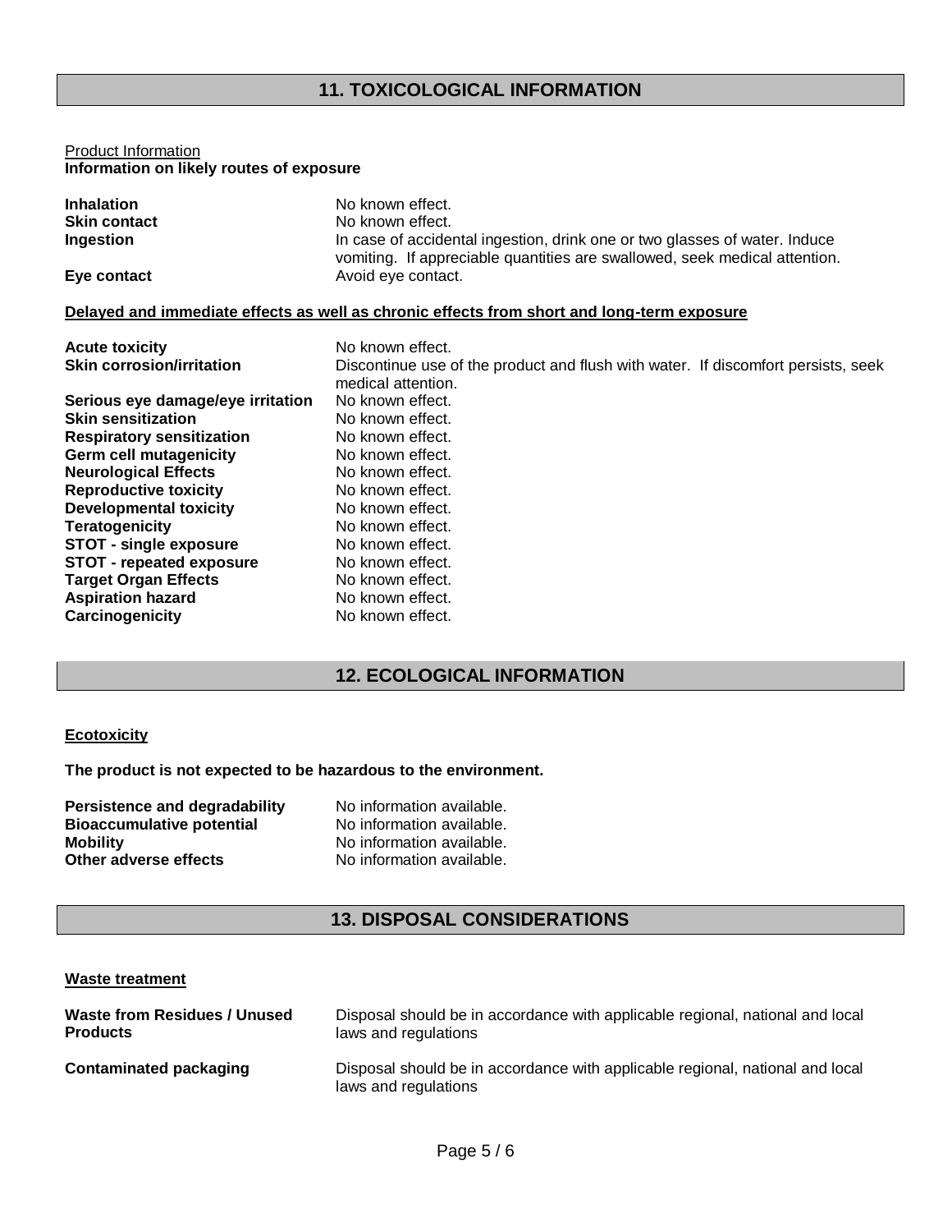## 11. TOXICOLOGICAL INFORMATION

Product Information

**Information on likely routes of exposure**

| | |
|---|---|
| **Inhalation** | No known effect. |
| **Skin contact** | No known effect. |
| **Ingestion** | In case of accidental ingestion, drink one or two glasses of water. Induce vomiting. If appreciable quantities are swallowed, seek medical attention. |
| **Eye contact** | Avoid eye contact. |

**Delayed and immediate effects as well as chronic effects from short and long-term exposure**

| | |
|---|---|
| **Acute toxicity** | No known effect. |
| **Skin corrosion/irritation** | Discontinue use of the product and flush with water. If discomfort persists, seek medical attention. |
| **Serious eye damage/eye irritation** | No known effect. |
| **Skin sensitization** | No known effect. |
| **Respiratory sensitization** | No known effect. |
| **Germ cell mutagenicity** | No known effect. |
| **Neurological Effects** | No known effect. |
| **Reproductive toxicity** | No known effect. |
| **Developmental toxicity** | No known effect. |
| **Teratogenicity** | No known effect. |
| **STOT - single exposure** | No known effect. |
| **STOT - repeated exposure** | No known effect. |
| **Target Organ Effects** | No known effect. |
| **Aspiration hazard** | No known effect. |
| **Carcinogenicity** | No known effect. |

## 12. ECOLOGICAL INFORMATION

**Ecotoxicity**

**The product is not expected to be hazardous to the environment.**

| | |
|---|---|
| **Persistence and degradability** | No information available. |
| **Bioaccumulative potential** | No information available. |
| **Mobility** | No information available. |
| **Other adverse effects** | No information available. |

## 13. DISPOSAL CONSIDERATIONS

**Waste treatment**

| | |
|---|---|
| **Waste from Residues / Unused Products** | Disposal should be in accordance with applicable regional, national and local laws and regulations |
| **Contaminated packaging** | Disposal should be in accordance with applicable regional, national and local laws and regulations |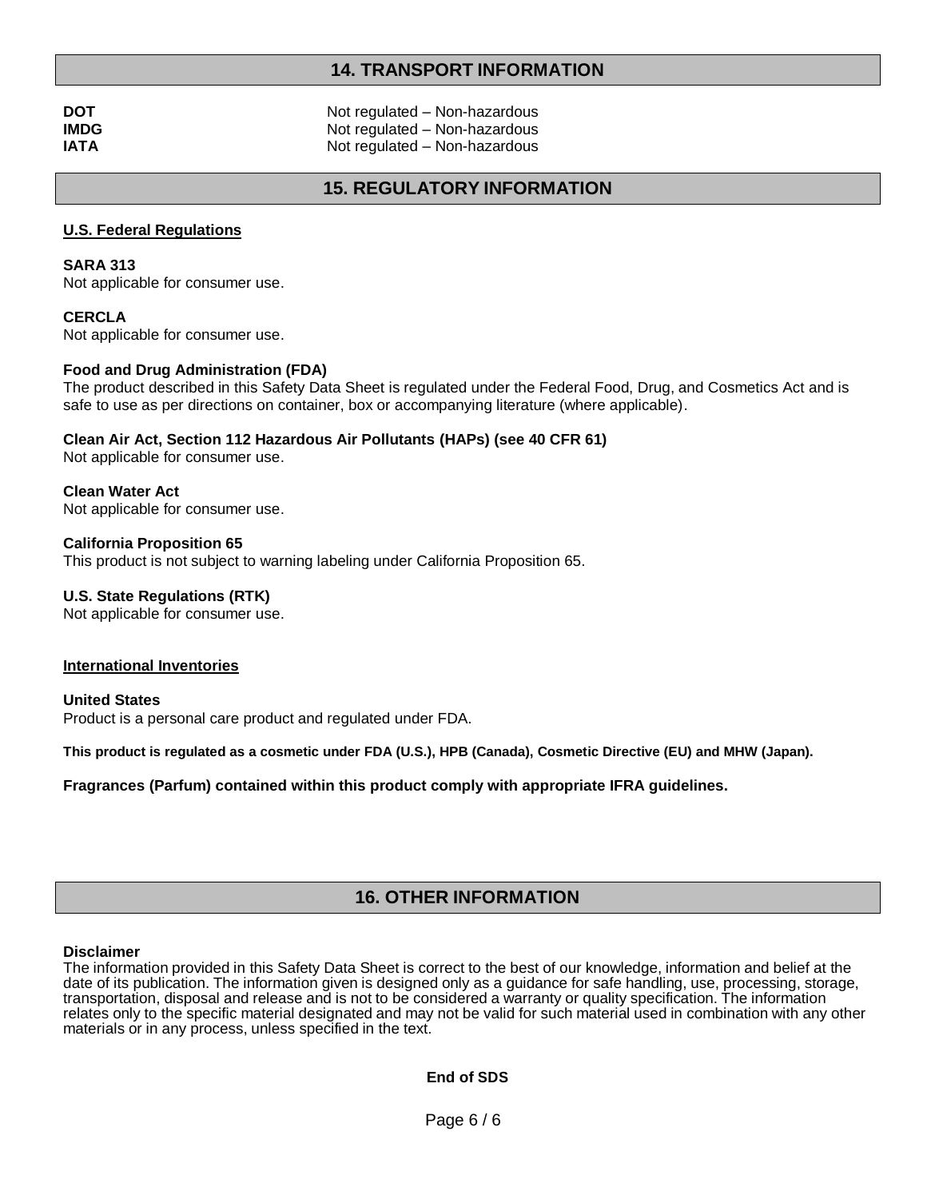## 14. TRANSPORT INFORMATION

| | |
|---|---|
| **DOT** | Not regulated – Non-hazardous |
| **IMDG** | Not regulated – Non-hazardous |
| **IATA** | Not regulated – Non-hazardous |

## 15. REGULATORY INFORMATION

### U.S. Federal Regulations

**SARA 313**
Not applicable for consumer use.

**CERCLA**
Not applicable for consumer use.

**Food and Drug Administration (FDA)**
The product described in this Safety Data Sheet is regulated under the Federal Food, Drug, and Cosmetics Act and is safe to use as per directions on container, box or accompanying literature (where applicable).

**Clean Air Act, Section 112 Hazardous Air Pollutants (HAPs) (see 40 CFR 61)**
Not applicable for consumer use.

**Clean Water Act**
Not applicable for consumer use.

**California Proposition 65**
This product is not subject to warning labeling under California Proposition 65.

**U.S. State Regulations (RTK)**
Not applicable for consumer use.

### International Inventories

**United States**
Product is a personal care product and regulated under FDA.

**This product is regulated as a cosmetic under FDA (U.S.), HPB (Canada), Cosmetic Directive (EU) and MHW (Japan).**

**Fragrances (Parfum) contained within this product comply with appropriate IFRA guidelines.**

## 16. OTHER INFORMATION

**Disclaimer**
The information provided in this Safety Data Sheet is correct to the best of our knowledge, information and belief at the date of its publication. The information given is designed only as a guidance for safe handling, use, processing, storage, transportation, disposal and release and is not to be considered a warranty or quality specification. The information relates only to the specific material designated and may not be valid for such material used in combination with any other materials or in any process, unless specified in the text.

**End of SDS**